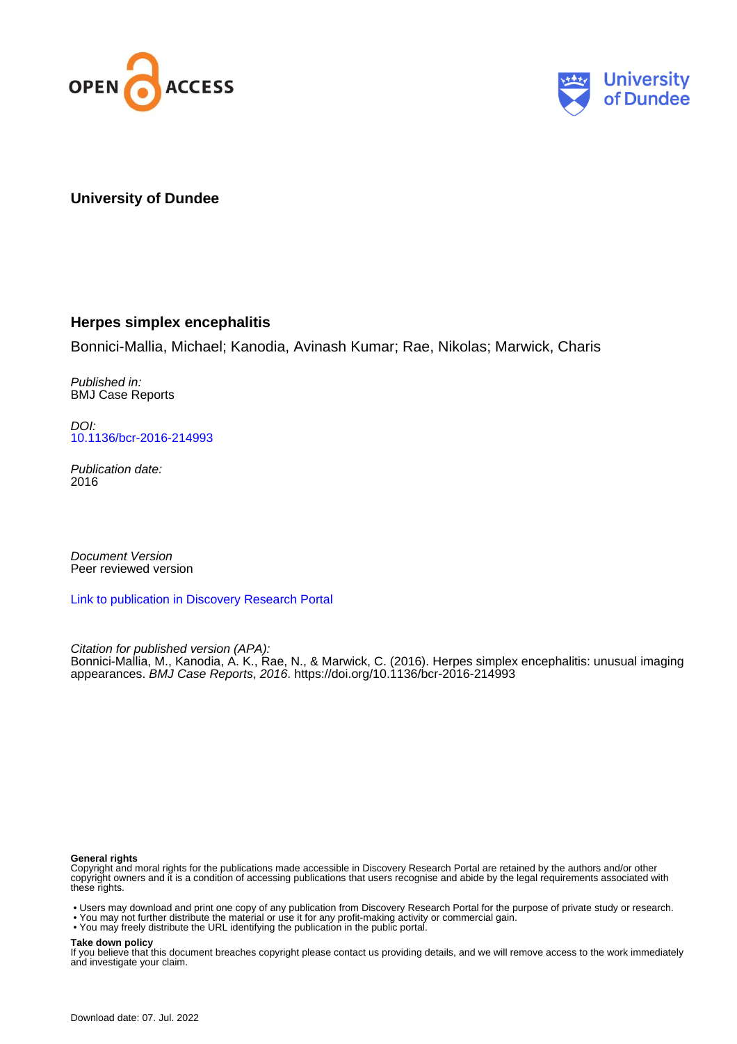OPEN ACCESS

University of Dundee

**University of Dundee**

# Herpes simplex encephalitis

Bonnici-Mallia, Michael; Kanodia, Avinash Kumar; Rae, Nikolas; Marwick, Charis

*Published in:*
BMJ Case Reports

*DOI:*
10.1136/bcr-2016-214993

*Publication date:*
2016

*Document Version*
Peer reviewed version

Link to publication in Discovery Research Portal

*Citation for published version (APA):*
Bonnici-Mallia, M., Kanodia, A. K., Rae, N., & Marwick, C. (2016). Herpes simplex encephalitis: unusual imaging appearances. *BMJ Case Reports*, *2016*. https://doi.org/10.1136/bcr-2016-214993

**General rights**
Copyright and moral rights for the publications made accessible in Discovery Research Portal are retained by the authors and/or other copyright owners and it is a condition of accessing publications that users recognise and abide by the legal requirements associated with these rights.

- Users may download and print one copy of any publication from Discovery Research Portal for the purpose of private study or research.
- You may not further distribute the material or use it for any profit-making activity or commercial gain.
- You may freely distribute the URL identifying the publication in the public portal.

**Take down policy**
If you believe that this document breaches copyright please contact us providing details, and we will remove access to the work immediately and investigate your claim.

Download date: 07. Jul. 2022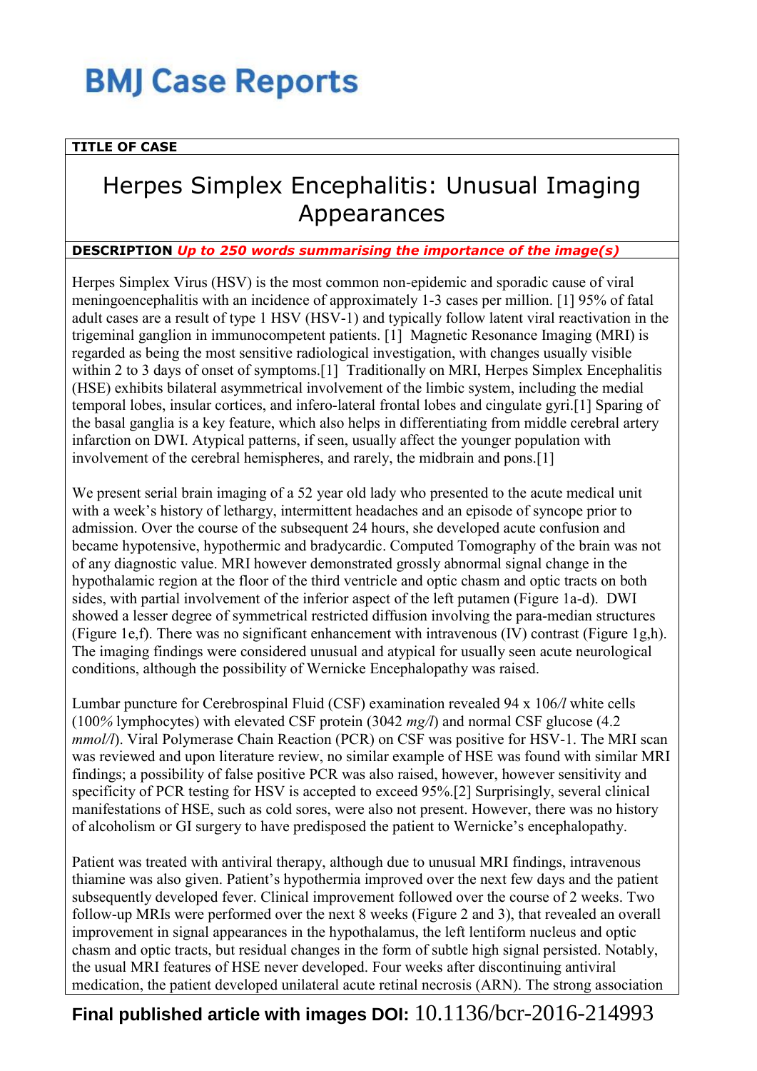# BMJ Case Reports

**TITLE OF CASE**

# Herpes Simplex Encephalitis: Unusual Imaging Appearances

**DESCRIPTION** ***Up to 250 words summarising the importance of the image(s)***

Herpes Simplex Virus (HSV) is the most common non-epidemic and sporadic cause of viral meningoencephalitis with an incidence of approximately 1-3 cases per million. [1] 95% of fatal adult cases are a result of type 1 HSV (HSV-1) and typically follow latent viral reactivation in the trigeminal ganglion in immunocompetent patients. [1] Magnetic Resonance Imaging (MRI) is regarded as being the most sensitive radiological investigation, with changes usually visible within 2 to 3 days of onset of symptoms.[1] Traditionally on MRI, Herpes Simplex Encephalitis (HSE) exhibits bilateral asymmetrical involvement of the limbic system, including the medial temporal lobes, insular cortices, and infero-lateral frontal lobes and cingulate gyri.[1] Sparing of the basal ganglia is a key feature, which also helps in differentiating from middle cerebral artery infarction on DWI. Atypical patterns, if seen, usually affect the younger population with involvement of the cerebral hemispheres, and rarely, the midbrain and pons.[1]

We present serial brain imaging of a 52 year old lady who presented to the acute medical unit with a week's history of lethargy, intermittent headaches and an episode of syncope prior to admission. Over the course of the subsequent 24 hours, she developed acute confusion and became hypotensive, hypothermic and bradycardic. Computed Tomography of the brain was not of any diagnostic value. MRI however demonstrated grossly abnormal signal change in the hypothalamic region at the floor of the third ventricle and optic chasm and optic tracts on both sides, with partial involvement of the inferior aspect of the left putamen (Figure 1a-d). DWI showed a lesser degree of symmetrical restricted diffusion involving the para-median structures (Figure 1e,f). There was no significant enhancement with intravenous (IV) contrast (Figure 1g,h). The imaging findings were considered unusual and atypical for usually seen acute neurological conditions, although the possibility of Wernicke Encephalopathy was raised.

Lumbar puncture for Cerebrospinal Fluid (CSF) examination revealed 94 x $10^6$*/l* white cells (100*%* lymphocytes) with elevated CSF protein (3042 *mg/l*) and normal CSF glucose (4.2 *mmol/l*). Viral Polymerase Chain Reaction (PCR) on CSF was positive for HSV-1. The MRI scan was reviewed and upon literature review, no similar example of HSE was found with similar MRI findings; a possibility of false positive PCR was also raised, however, however sensitivity and specificity of PCR testing for HSV is accepted to exceed 95%.[2] Surprisingly, several clinical manifestations of HSE, such as cold sores, were also not present. However, there was no history of alcoholism or GI surgery to have predisposed the patient to Wernicke's encephalopathy.

Patient was treated with antiviral therapy, although due to unusual MRI findings, intravenous thiamine was also given. Patient's hypothermia improved over the next few days and the patient subsequently developed fever. Clinical improvement followed over the course of 2 weeks. Two follow-up MRIs were performed over the next 8 weeks (Figure 2 and 3), that revealed an overall improvement in signal appearances in the hypothalamus, the left lentiform nucleus and optic chasm and optic tracts, but residual changes in the form of subtle high signal persisted. Notably, the usual MRI features of HSE never developed. Four weeks after discontinuing antiviral medication, the patient developed unilateral acute retinal necrosis (ARN). The strong association

**Final published article with images DOI:** 10.1136/bcr-2016-214993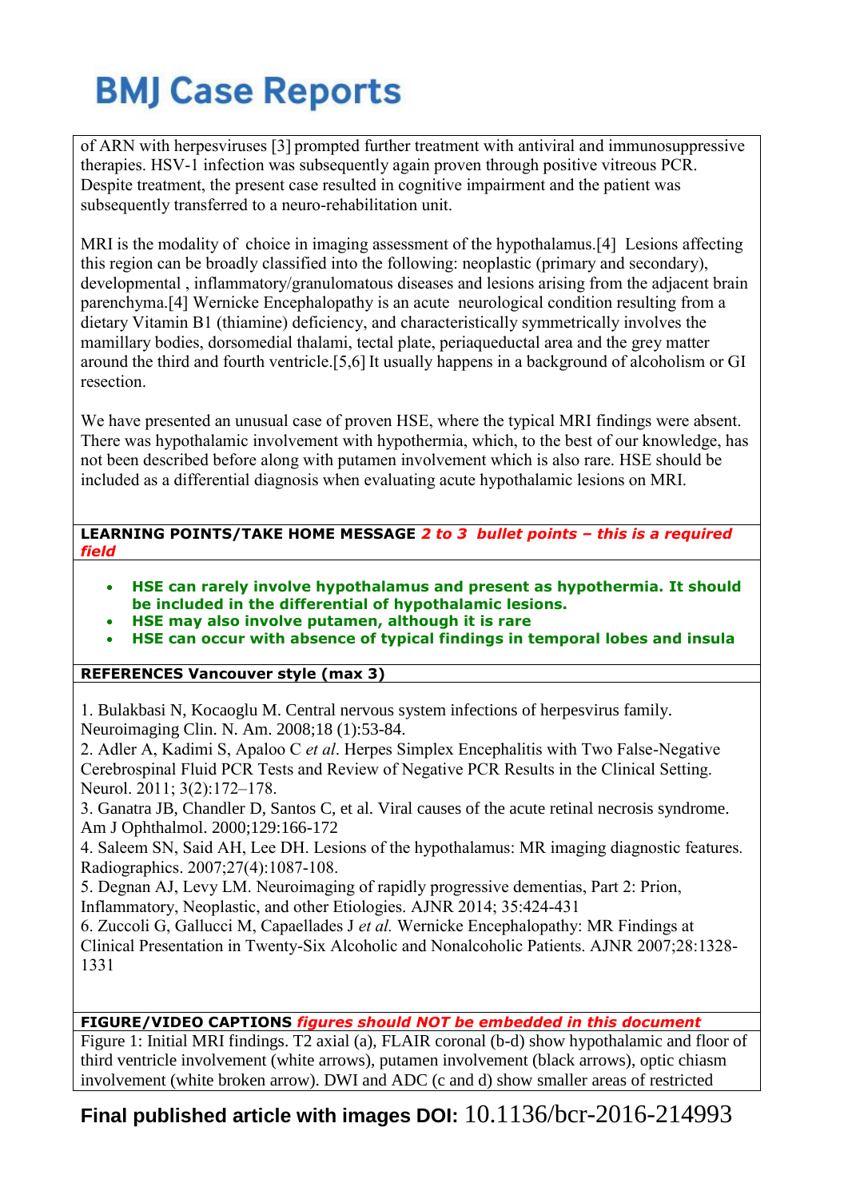of ARN with herpesviruses [3] prompted further treatment with antiviral and immunosuppressive therapies. HSV-1 infection was subsequently again proven through positive vitreous PCR. Despite treatment, the present case resulted in cognitive impairment and the patient was subsequently transferred to a neuro-rehabilitation unit.

MRI is the modality of choice in imaging assessment of the hypothalamus.[4] Lesions affecting this region can be broadly classified into the following: neoplastic (primary and secondary), developmental , inflammatory/granulomatous diseases and lesions arising from the adjacent brain parenchyma.[4] Wernicke Encephalopathy is an acute neurological condition resulting from a dietary Vitamin B1 (thiamine) deficiency, and characteristically symmetrically involves the mamillary bodies, dorsomedial thalami, tectal plate, periaqueductal area and the grey matter around the third and fourth ventricle.[5,6] It usually happens in a background of alcoholism or GI resection.

We have presented an unusual case of proven HSE, where the typical MRI findings were absent. There was hypothalamic involvement with hypothermia, which, to the best of our knowledge, has not been described before along with putamen involvement which is also rare. HSE should be included as a differential diagnosis when evaluating acute hypothalamic lesions on MRI.

**LEARNING POINTS/TAKE HOME MESSAGE** ***2 to 3 bullet points – this is a required field***

- **HSE can rarely involve hypothalamus and present as hypothermia. It should be included in the differential of hypothalamic lesions.**
- **HSE may also involve putamen, although it is rare**
- **HSE can occur with absence of typical findings in temporal lobes and insula**

**REFERENCES Vancouver style (max 3)**

1. Bulakbasi N, Kocaoglu M. Central nervous system infections of herpesvirus family. Neuroimaging Clin. N. Am. 2008;18 (1):53-84.
2. Adler A, Kadimi S, Apaloo C *et al*. Herpes Simplex Encephalitis with Two False-Negative Cerebrospinal Fluid PCR Tests and Review of Negative PCR Results in the Clinical Setting. Neurol. 2011; 3(2):172–178.
3. Ganatra JB, Chandler D, Santos C, et al. Viral causes of the acute retinal necrosis syndrome. Am J Ophthalmol. 2000;129:166-172
4. Saleem SN, Said AH, Lee DH. Lesions of the hypothalamus: MR imaging diagnostic features. Radiographics. 2007;27(4):1087-108.
5. Degnan AJ, Levy LM. Neuroimaging of rapidly progressive dementias, Part 2: Prion, Inflammatory, Neoplastic, and other Etiologies. AJNR 2014; 35:424-431
6. Zuccoli G, Gallucci M, Capaellades J *et al.* Wernicke Encephalopathy: MR Findings at Clinical Presentation in Twenty-Six Alcoholic and Nonalcoholic Patients. AJNR 2007;28:1328-1331

**FIGURE/VIDEO CAPTIONS** ***figures should NOT be embedded in this document***

Figure 1: Initial MRI findings. T2 axial (a), FLAIR coronal (b-d) show hypothalamic and floor of third ventricle involvement (white arrows), putamen involvement (black arrows), optic chiasm involvement (white broken arrow). DWI and ADC (c and d) show smaller areas of restricted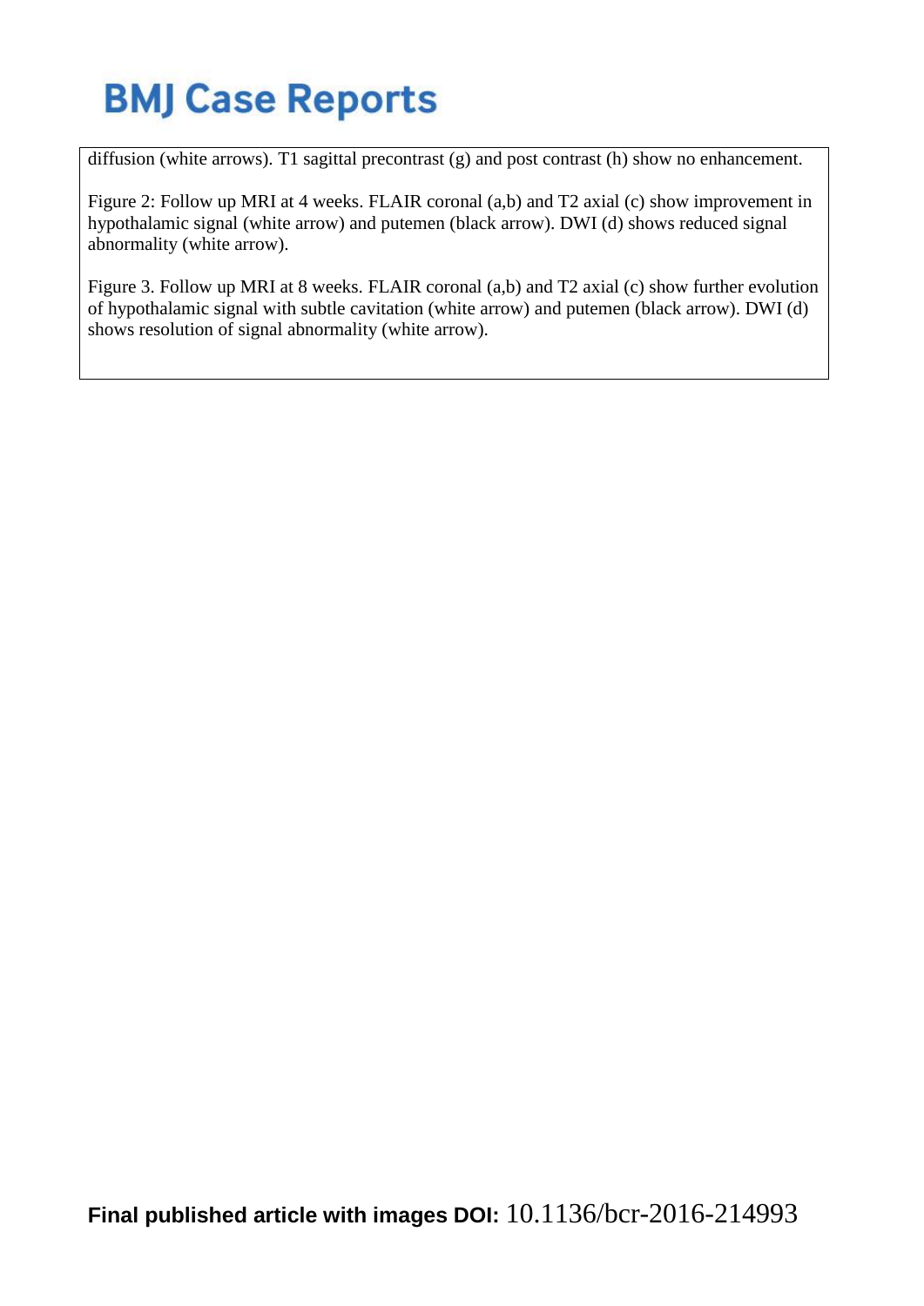diffusion (white arrows). T1 sagittal precontrast (g) and post contrast (h) show no enhancement.

Figure 2: Follow up MRI at 4 weeks. FLAIR coronal (a,b) and T2 axial (c) show improvement in hypothalamic signal (white arrow) and putemen (black arrow). DWI (d) shows reduced signal abnormality (white arrow).

Figure 3. Follow up MRI at 8 weeks. FLAIR coronal (a,b) and T2 axial (c) show further evolution of hypothalamic signal with subtle cavitation (white arrow) and putemen (black arrow). DWI (d) shows resolution of signal abnormality (white arrow).

**Final published article with images DOI:** 10.1136/bcr-2016-214993